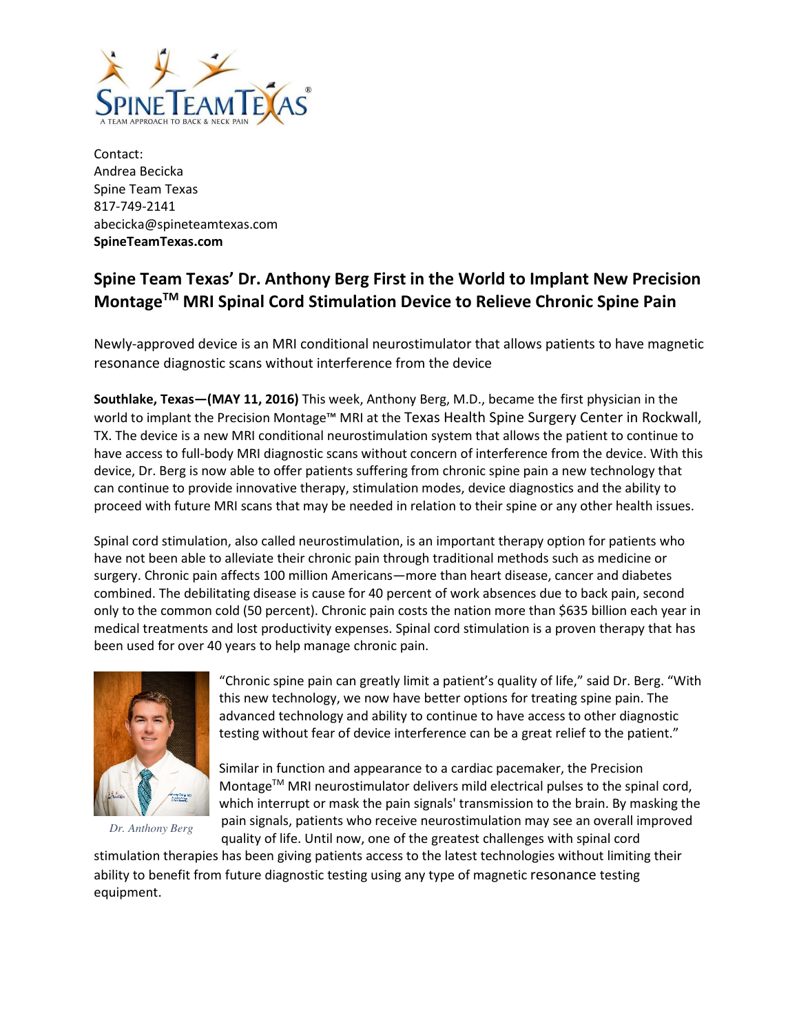SPINE TEAM TEXAS®
A TEAM APPROACH TO BACK & NECK PAIN

Contact:
Andrea Becicka
Spine Team Texas
817-749-2141
abecicka@spineteamtexas.com
**SpineTeamTexas.com**

## Spine Team Texas' Dr. Anthony Berg First in the World to Implant New Precision Montage™ MRI Spinal Cord Stimulation Device to Relieve Chronic Spine Pain

Newly-approved device is an MRI conditional neurostimulator that allows patients to have magnetic resonance diagnostic scans without interference from the device

**Southlake, Texas—(MAY 11, 2016)** This week, Anthony Berg, M.D., became the first physician in the world to implant the Precision Montage™ MRI at the Texas Health Spine Surgery Center in Rockwall, TX. The device is a new MRI conditional neurostimulation system that allows the patient to continue to have access to full-body MRI diagnostic scans without concern of interference from the device. With this device, Dr. Berg is now able to offer patients suffering from chronic spine pain a new technology that can continue to provide innovative therapy, stimulation modes, device diagnostics and the ability to proceed with future MRI scans that may be needed in relation to their spine or any other health issues.

Spinal cord stimulation, also called neurostimulation, is an important therapy option for patients who have not been able to alleviate their chronic pain through traditional methods such as medicine or surgery. Chronic pain affects 100 million Americans—more than heart disease, cancer and diabetes combined. The debilitating disease is cause for 40 percent of work absences due to back pain, second only to the common cold (50 percent). Chronic pain costs the nation more than $635 billion each year in medical treatments and lost productivity expenses. Spinal cord stimulation is a proven therapy that has been used for over 40 years to help manage chronic pain.

*Dr. Anthony Berg*

"Chronic spine pain can greatly limit a patient's quality of life," said Dr. Berg. "With this new technology, we now have better options for treating spine pain. The advanced technology and ability to continue to have access to other diagnostic testing without fear of device interference can be a great relief to the patient."

Similar in function and appearance to a cardiac pacemaker, the Precision Montage™ MRI neurostimulator delivers mild electrical pulses to the spinal cord, which interrupt or mask the pain signals' transmission to the brain. By masking the pain signals, patients who receive neurostimulation may see an overall improved quality of life. Until now, one of the greatest challenges with spinal cord stimulation therapies has been giving patients access to the latest technologies without limiting their ability to benefit from future diagnostic testing using any type of magnetic resonance testing equipment.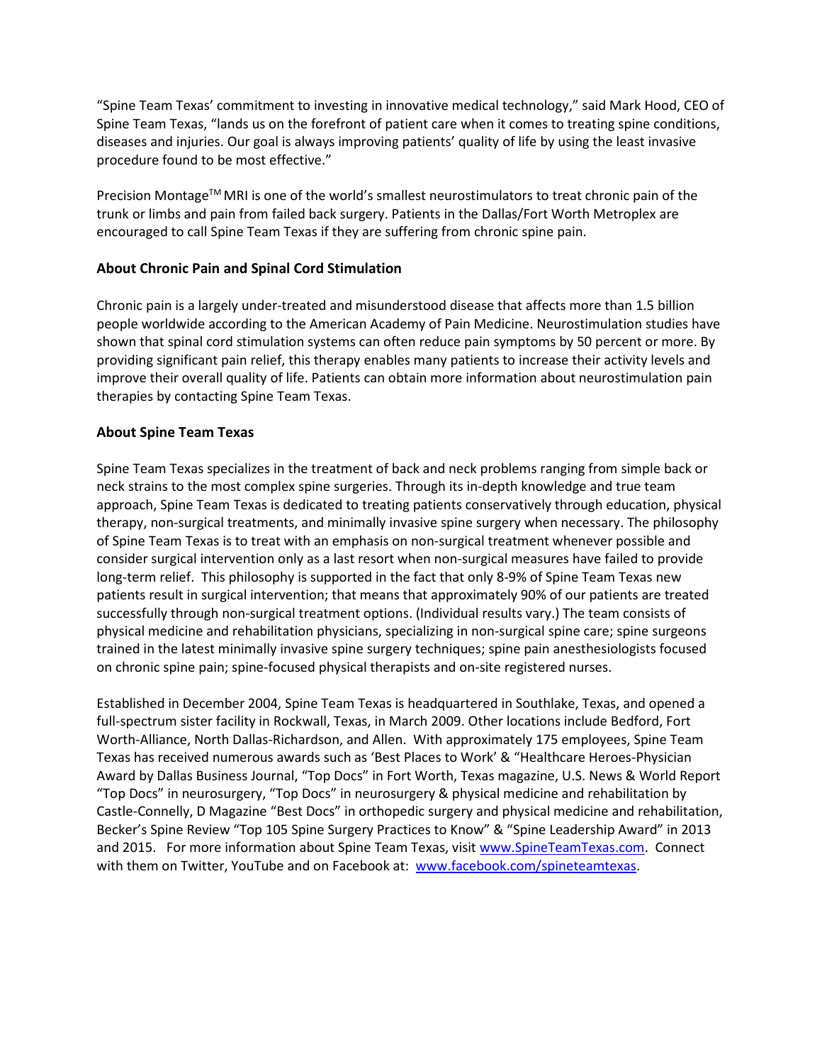"Spine Team Texas' commitment to investing in innovative medical technology," said Mark Hood, CEO of Spine Team Texas, "lands us on the forefront of patient care when it comes to treating spine conditions, diseases and injuries. Our goal is always improving patients' quality of life by using the least invasive procedure found to be most effective."

Precision Montage™ MRI is one of the world's smallest neurostimulators to treat chronic pain of the trunk or limbs and pain from failed back surgery. Patients in the Dallas/Fort Worth Metroplex are encouraged to call Spine Team Texas if they are suffering from chronic spine pain.

**About Chronic Pain and Spinal Cord Stimulation**

Chronic pain is a largely under-treated and misunderstood disease that affects more than 1.5 billion people worldwide according to the American Academy of Pain Medicine. Neurostimulation studies have shown that spinal cord stimulation systems can often reduce pain symptoms by 50 percent or more. By providing significant pain relief, this therapy enables many patients to increase their activity levels and improve their overall quality of life. Patients can obtain more information about neurostimulation pain therapies by contacting Spine Team Texas.

**About Spine Team Texas**

Spine Team Texas specializes in the treatment of back and neck problems ranging from simple back or neck strains to the most complex spine surgeries. Through its in-depth knowledge and true team approach, Spine Team Texas is dedicated to treating patients conservatively through education, physical therapy, non-surgical treatments, and minimally invasive spine surgery when necessary. The philosophy of Spine Team Texas is to treat with an emphasis on non-surgical treatment whenever possible and consider surgical intervention only as a last resort when non-surgical measures have failed to provide long-term relief. This philosophy is supported in the fact that only 8-9% of Spine Team Texas new patients result in surgical intervention; that means that approximately 90% of our patients are treated successfully through non-surgical treatment options. (Individual results vary.) The team consists of physical medicine and rehabilitation physicians, specializing in non-surgical spine care; spine surgeons trained in the latest minimally invasive spine surgery techniques; spine pain anesthesiologists focused on chronic spine pain; spine-focused physical therapists and on-site registered nurses.

Established in December 2004, Spine Team Texas is headquartered in Southlake, Texas, and opened a full-spectrum sister facility in Rockwall, Texas, in March 2009. Other locations include Bedford, Fort Worth-Alliance, North Dallas-Richardson, and Allen. With approximately 175 employees, Spine Team Texas has received numerous awards such as 'Best Places to Work' & "Healthcare Heroes-Physician Award by Dallas Business Journal, "Top Docs" in Fort Worth, Texas magazine, U.S. News & World Report "Top Docs" in neurosurgery, "Top Docs" in neurosurgery & physical medicine and rehabilitation by Castle-Connelly, D Magazine "Best Docs" in orthopedic surgery and physical medicine and rehabilitation, Becker's Spine Review "Top 105 Spine Surgery Practices to Know" & "Spine Leadership Award" in 2013 and 2015. For more information about Spine Team Texas, visit [www.SpineTeamTexas.com](http://www.SpineTeamTexas.com). Connect with them on Twitter, YouTube and on Facebook at: [www.facebook.com/spineteamtexas](http://www.facebook.com/spineteamtexas).